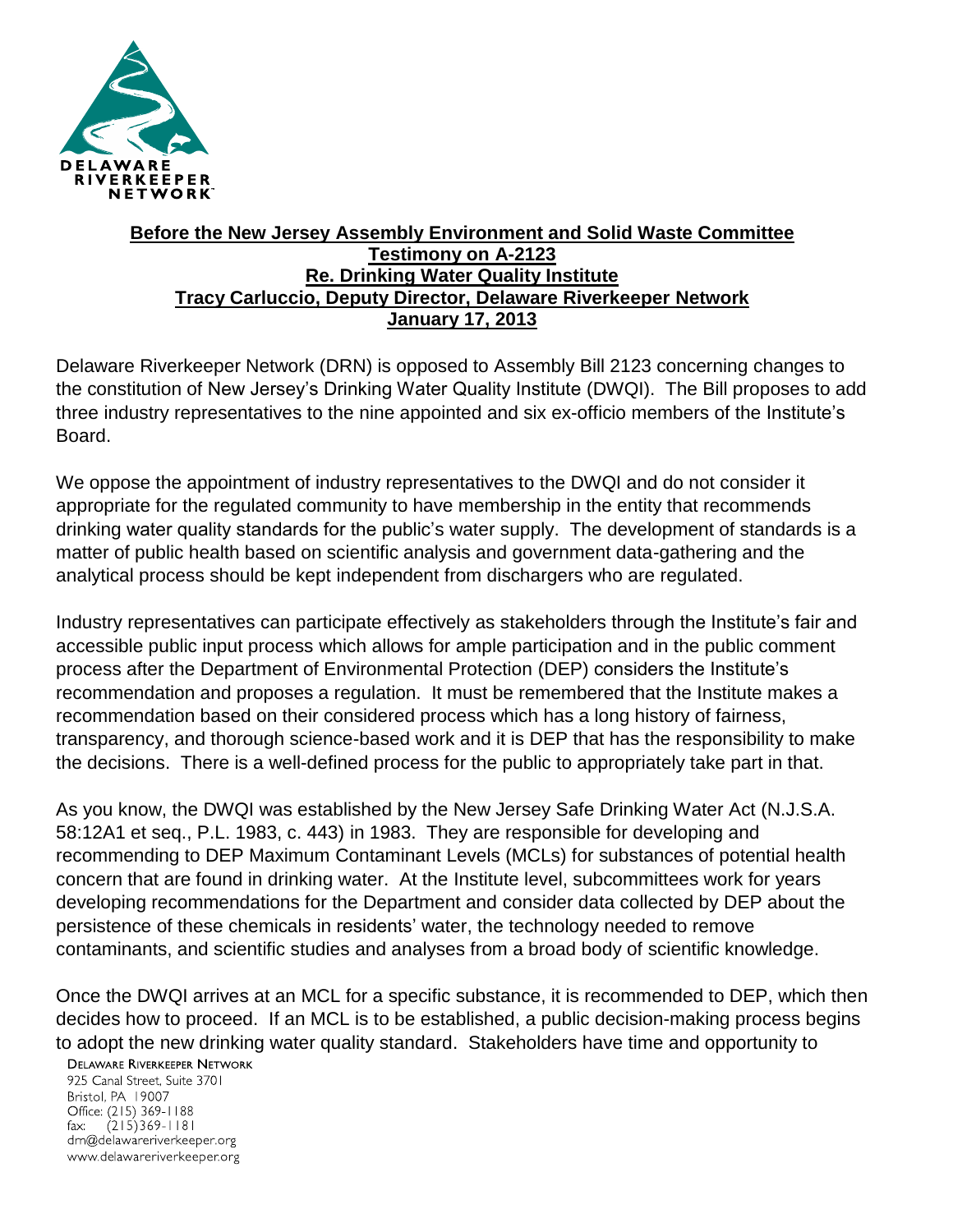**DELAWARE RIVERKEEPER NETWORK**

**Before the New Jersey Assembly Environment and Solid Waste Committee**
**Testimony on A-2123**
**Re. Drinking Water Quality Institute**
**Tracy Carluccio, Deputy Director, Delaware Riverkeeper Network**
**January 17, 2013**

Delaware Riverkeeper Network (DRN) is opposed to Assembly Bill 2123 concerning changes to the constitution of New Jersey's Drinking Water Quality Institute (DWQI). The Bill proposes to add three industry representatives to the nine appointed and six ex-officio members of the Institute's Board.

We oppose the appointment of industry representatives to the DWQI and do not consider it appropriate for the regulated community to have membership in the entity that recommends drinking water quality standards for the public's water supply. The development of standards is a matter of public health based on scientific analysis and government data-gathering and the analytical process should be kept independent from dischargers who are regulated.

Industry representatives can participate effectively as stakeholders through the Institute's fair and accessible public input process which allows for ample participation and in the public comment process after the Department of Environmental Protection (DEP) considers the Institute's recommendation and proposes a regulation. It must be remembered that the Institute makes a recommendation based on their considered process which has a long history of fairness, transparency, and thorough science-based work and it is DEP that has the responsibility to make the decisions. There is a well-defined process for the public to appropriately take part in that.

As you know, the DWQI was established by the New Jersey Safe Drinking Water Act (N.J.S.A. 58:12A1 et seq., P.L. 1983, c. 443) in 1983. They are responsible for developing and recommending to DEP Maximum Contaminant Levels (MCLs) for substances of potential health concern that are found in drinking water. At the Institute level, subcommittees work for years developing recommendations for the Department and consider data collected by DEP about the persistence of these chemicals in residents' water, the technology needed to remove contaminants, and scientific studies and analyses from a broad body of scientific knowledge.

Once the DWQI arrives at an MCL for a specific substance, it is recommended to DEP, which then decides how to proceed. If an MCL is to be established, a public decision-making process begins to adopt the new drinking water quality standard. Stakeholders have time and opportunity to

DELAWARE RIVERKEEPER NETWORK
925 Canal Street, Suite 3701
Bristol, PA 19007
Office: (215) 369-1188
fax: (215)369-1181
drn@delawareriverkeeper.org
www.delawareriverkeeper.org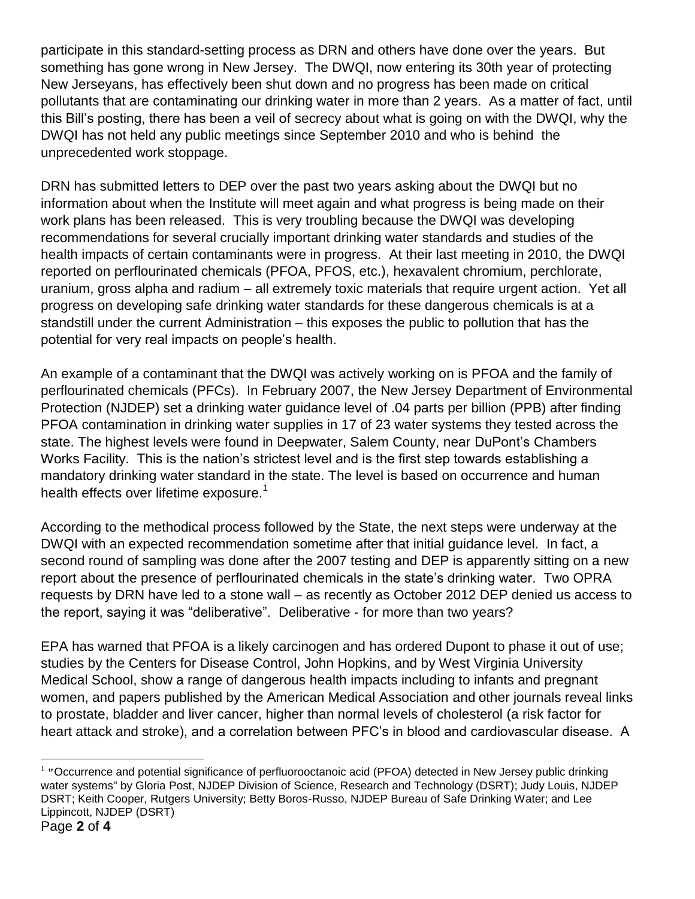participate in this standard-setting process as DRN and others have done over the years. But something has gone wrong in New Jersey. The DWQI, now entering its 30th year of protecting New Jerseyans, has effectively been shut down and no progress has been made on critical pollutants that are contaminating our drinking water in more than 2 years. As a matter of fact, until this Bill's posting, there has been a veil of secrecy about what is going on with the DWQI, why the DWQI has not held any public meetings since September 2010 and who is behind the unprecedented work stoppage.

DRN has submitted letters to DEP over the past two years asking about the DWQI but no information about when the Institute will meet again and what progress is being made on their work plans has been released. This is very troubling because the DWQI was developing recommendations for several crucially important drinking water standards and studies of the health impacts of certain contaminants were in progress. At their last meeting in 2010, the DWQI reported on perflourinated chemicals (PFOA, PFOS, etc.), hexavalent chromium, perchlorate, uranium, gross alpha and radium – all extremely toxic materials that require urgent action. Yet all progress on developing safe drinking water standards for these dangerous chemicals is at a standstill under the current Administration – this exposes the public to pollution that has the potential for very real impacts on people's health.

An example of a contaminant that the DWQI was actively working on is PFOA and the family of perflourinated chemicals (PFCs). In February 2007, the New Jersey Department of Environmental Protection (NJDEP) set a drinking water guidance level of .04 parts per billion (PPB) after finding PFOA contamination in drinking water supplies in 17 of 23 water systems they tested across the state. The highest levels were found in Deepwater, Salem County, near DuPont's Chambers Works Facility. This is the nation's strictest level and is the first step towards establishing a mandatory drinking water standard in the state. The level is based on occurrence and human health effects over lifetime exposure.[1]

According to the methodical process followed by the State, the next steps were underway at the DWQI with an expected recommendation sometime after that initial guidance level. In fact, a second round of sampling was done after the 2007 testing and DEP is apparently sitting on a new report about the presence of perflourinated chemicals in the state's drinking water. Two OPRA requests by DRN have led to a stone wall – as recently as October 2012 DEP denied us access to the report, saying it was "deliberative". Deliberative - for more than two years?

EPA has warned that PFOA is a likely carcinogen and has ordered Dupont to phase it out of use; studies by the Centers for Disease Control, John Hopkins, and by West Virginia University Medical School, show a range of dangerous health impacts including to infants and pregnant women, and papers published by the American Medical Association and other journals reveal links to prostate, bladder and liver cancer, higher than normal levels of cholesterol (a risk factor for heart attack and stroke), and a correlation between PFC's in blood and cardiovascular disease. A

---

[1] "Occurrence and potential significance of perfluorooctanoic acid (PFOA) detected in New Jersey public drinking water systems" by Gloria Post, NJDEP Division of Science, Research and Technology (DSRT); Judy Louis, NJDEP DSRT; Keith Cooper, Rutgers University; Betty Boros-Russo, NJDEP Bureau of Safe Drinking Water; and Lee Lippincott, NJDEP (DSRT)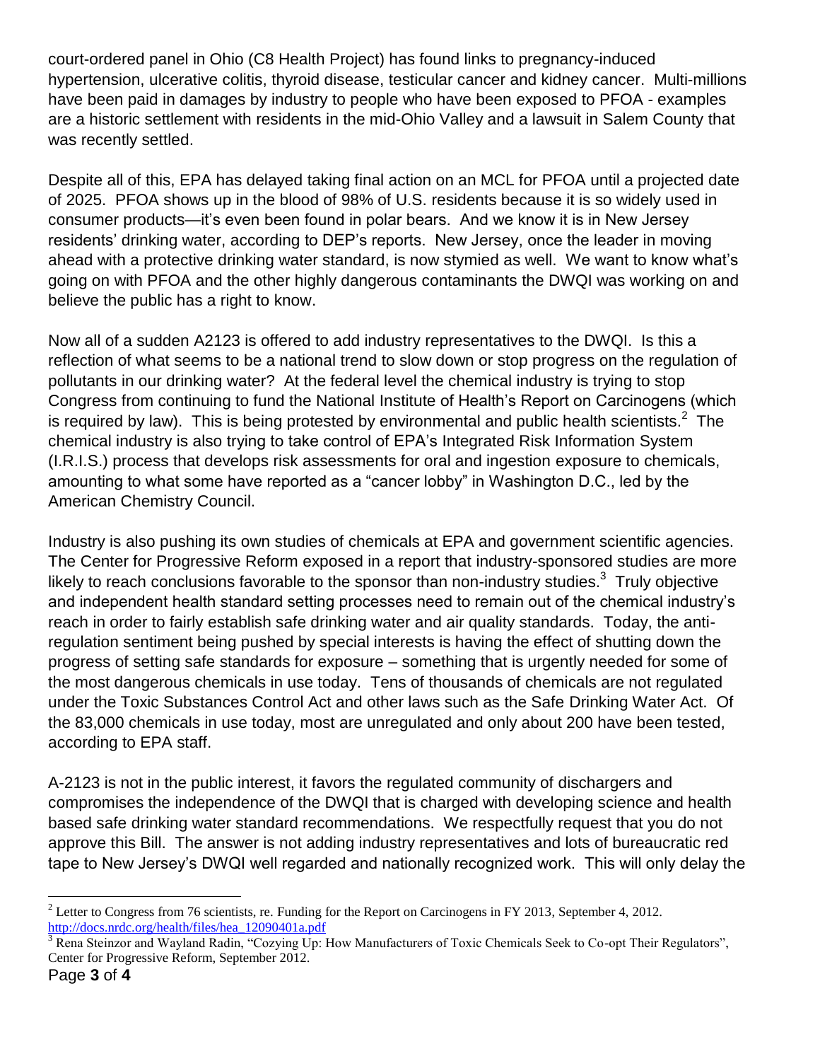court-ordered panel in Ohio (C8 Health Project) has found links to pregnancy-induced hypertension, ulcerative colitis, thyroid disease, testicular cancer and kidney cancer. Multi-millions have been paid in damages by industry to people who have been exposed to PFOA - examples are a historic settlement with residents in the mid-Ohio Valley and a lawsuit in Salem County that was recently settled.

Despite all of this, EPA has delayed taking final action on an MCL for PFOA until a projected date of 2025. PFOA shows up in the blood of 98% of U.S. residents because it is so widely used in consumer products—it's even been found in polar bears. And we know it is in New Jersey residents' drinking water, according to DEP's reports. New Jersey, once the leader in moving ahead with a protective drinking water standard, is now stymied as well. We want to know what's going on with PFOA and the other highly dangerous contaminants the DWQI was working on and believe the public has a right to know.

Now all of a sudden A2123 is offered to add industry representatives to the DWQI. Is this a reflection of what seems to be a national trend to slow down or stop progress on the regulation of pollutants in our drinking water? At the federal level the chemical industry is trying to stop Congress from continuing to fund the National Institute of Health's Report on Carcinogens (which is required by law). This is being protested by environmental and public health scientists.[2] The chemical industry is also trying to take control of EPA's Integrated Risk Information System (I.R.I.S.) process that develops risk assessments for oral and ingestion exposure to chemicals, amounting to what some have reported as a "cancer lobby" in Washington D.C., led by the American Chemistry Council.

Industry is also pushing its own studies of chemicals at EPA and government scientific agencies. The Center for Progressive Reform exposed in a report that industry-sponsored studies are more likely to reach conclusions favorable to the sponsor than non-industry studies.[3] Truly objective and independent health standard setting processes need to remain out of the chemical industry's reach in order to fairly establish safe drinking water and air quality standards. Today, the anti-regulation sentiment being pushed by special interests is having the effect of shutting down the progress of setting safe standards for exposure – something that is urgently needed for some of the most dangerous chemicals in use today. Tens of thousands of chemicals are not regulated under the Toxic Substances Control Act and other laws such as the Safe Drinking Water Act. Of the 83,000 chemicals in use today, most are unregulated and only about 200 have been tested, according to EPA staff.

A-2123 is not in the public interest, it favors the regulated community of dischargers and compromises the independence of the DWQI that is charged with developing science and health based safe drinking water standard recommendations. We respectfully request that you do not approve this Bill. The answer is not adding industry representatives and lots of bureaucratic red tape to New Jersey's DWQI well regarded and nationally recognized work. This will only delay the

---

[2] Letter to Congress from 76 scientists, re. Funding for the Report on Carcinogens in FY 2013, September 4, 2012. http://docs.nrdc.org/health/files/hea_12090401a.pdf

[3] Rena Steinzor and Wayland Radin, "Cozying Up: How Manufacturers of Toxic Chemicals Seek to Co-opt Their Regulators", Center for Progressive Reform, September 2012.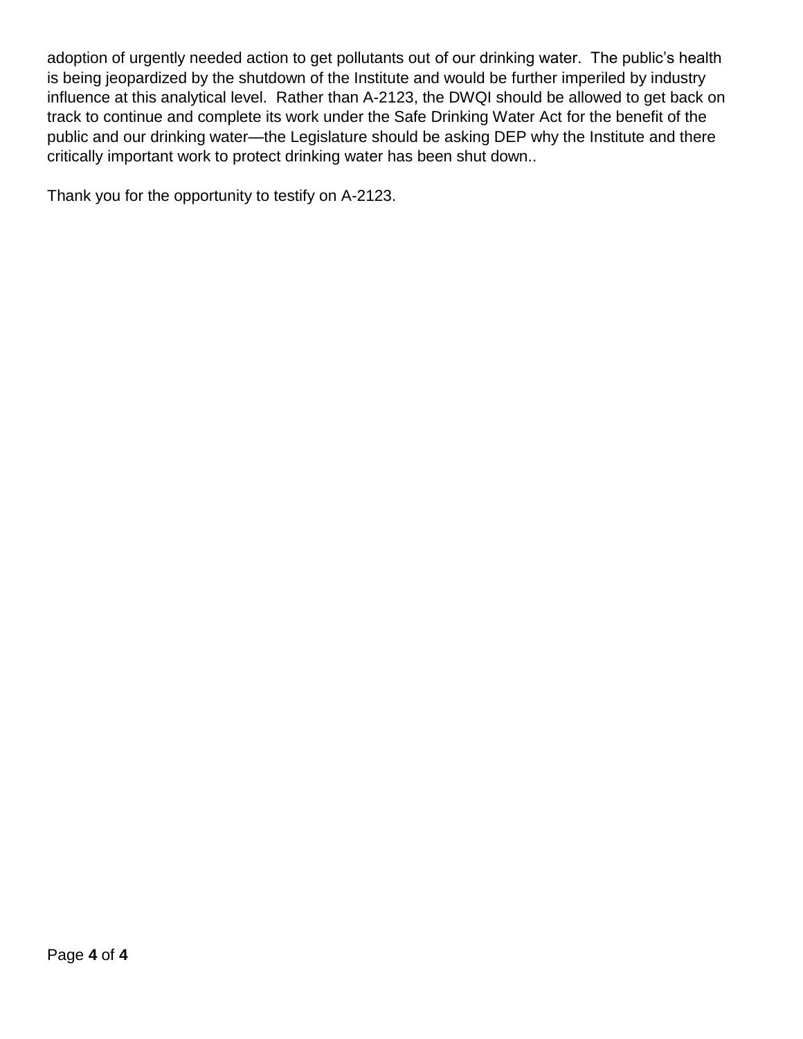adoption of urgently needed action to get pollutants out of our drinking water. The public's health is being jeopardized by the shutdown of the Institute and would be further imperiled by industry influence at this analytical level. Rather than A-2123, the DWQI should be allowed to get back on track to continue and complete its work under the Safe Drinking Water Act for the benefit of the public and our drinking water—the Legislature should be asking DEP why the Institute and there critically important work to protect drinking water has been shut down..

Thank you for the opportunity to testify on A-2123.